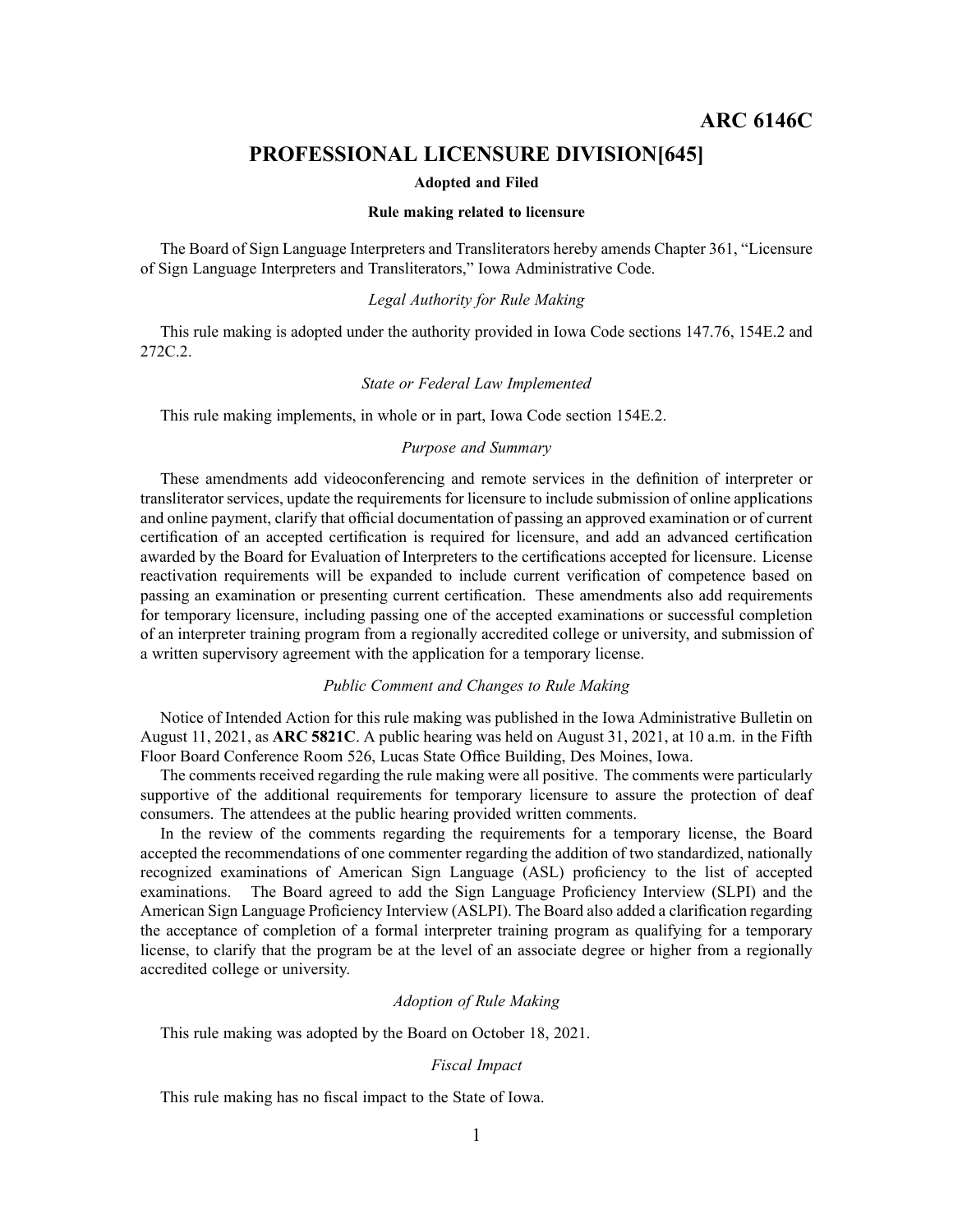# ARC 6146C

## PROFESSIONAL LICENSURE DIVISION[645]

**Adopted and Filed**

**Rule making related to licensure**

The Board of Sign Language Interpreters and Transliterators hereby amends Chapter 361, "Licensure of Sign Language Interpreters and Transliterators," Iowa Administrative Code.

*Legal Authority for Rule Making*

This rule making is adopted under the authority provided in Iowa Code sections 147.76, 154E.2 and 272C.2.

*State or Federal Law Implemented*

This rule making implements, in whole or in part, Iowa Code section 154E.2.

*Purpose and Summary*

These amendments add videoconferencing and remote services in the definition of interpreter or transliterator services, update the requirements for licensure to include submission of online applications and online payment, clarify that official documentation of passing an approved examination or of current certification of an accepted certification is required for licensure, and add an advanced certification awarded by the Board for Evaluation of Interpreters to the certifications accepted for licensure. License reactivation requirements will be expanded to include current verification of competence based on passing an examination or presenting current certification. These amendments also add requirements for temporary licensure, including passing one of the accepted examinations or successful completion of an interpreter training program from a regionally accredited college or university, and submission of a written supervisory agreement with the application for a temporary license.

*Public Comment and Changes to Rule Making*

Notice of Intended Action for this rule making was published in the Iowa Administrative Bulletin on August 11, 2021, as **ARC 5821C**. A public hearing was held on August 31, 2021, at 10 a.m. in the Fifth Floor Board Conference Room 526, Lucas State Office Building, Des Moines, Iowa.

The comments received regarding the rule making were all positive. The comments were particularly supportive of the additional requirements for temporary licensure to assure the protection of deaf consumers. The attendees at the public hearing provided written comments.

In the review of the comments regarding the requirements for a temporary license, the Board accepted the recommendations of one commenter regarding the addition of two standardized, nationally recognized examinations of American Sign Language (ASL) proficiency to the list of accepted examinations. The Board agreed to add the Sign Language Proficiency Interview (SLPI) and the American Sign Language Proficiency Interview (ASLPI). The Board also added a clarification regarding the acceptance of completion of a formal interpreter training program as qualifying for a temporary license, to clarify that the program be at the level of an associate degree or higher from a regionally accredited college or university.

*Adoption of Rule Making*

This rule making was adopted by the Board on October 18, 2021.

*Fiscal Impact*

This rule making has no fiscal impact to the State of Iowa.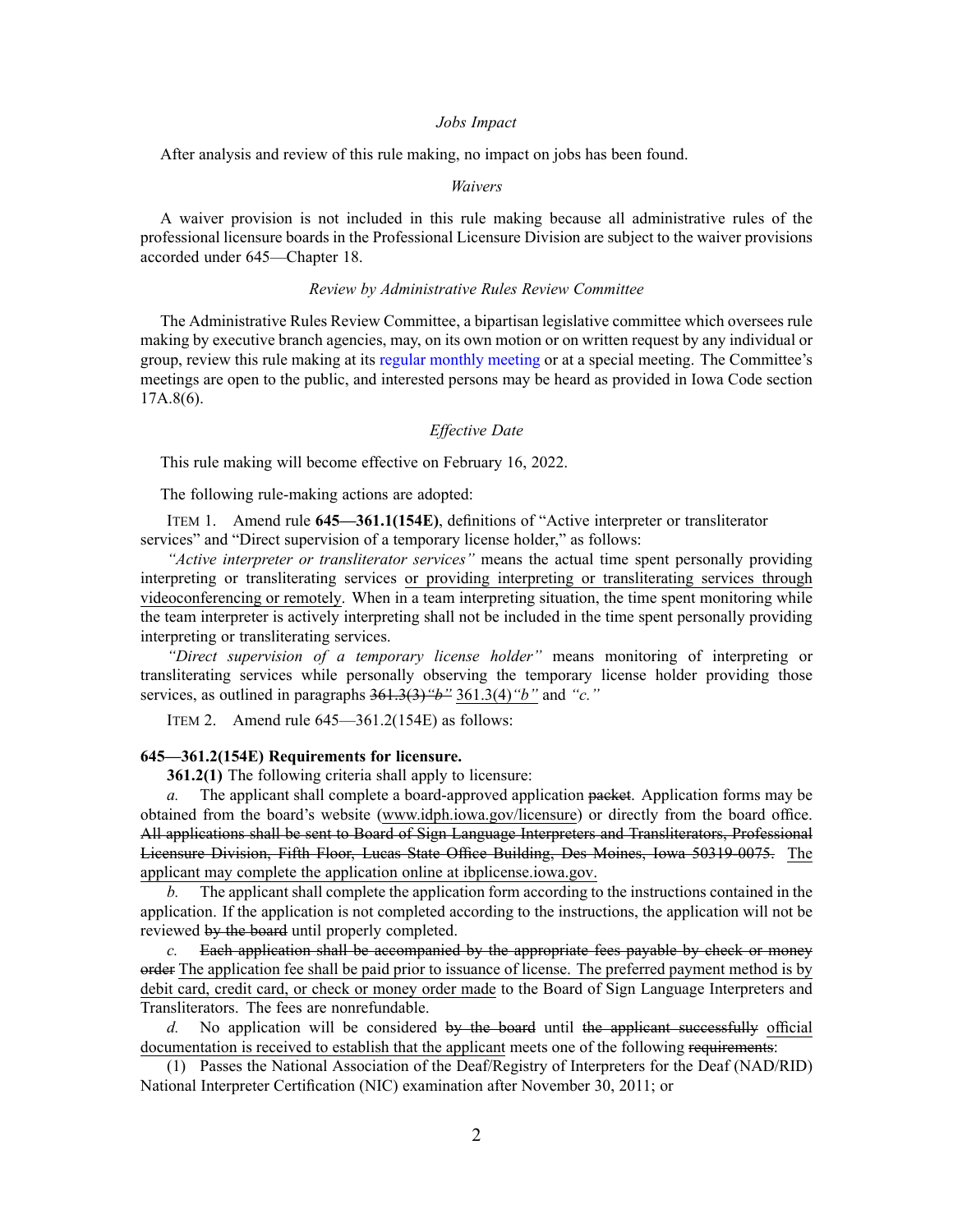*Jobs Impact*

After analysis and review of this rule making, no impact on jobs has been found.

*Waivers*

A waiver provision is not included in this rule making because all administrative rules of the professional licensure boards in the Professional Licensure Division are subject to the waiver provisions accorded under 645—Chapter 18.

*Review by Administrative Rules Review Committee*

The Administrative Rules Review Committee, a bipartisan legislative committee which oversees rule making by executive branch agencies, may, on its own motion or on written request by any individual or group, review this rule making at its regular monthly meeting or at a special meeting. The Committee's meetings are open to the public, and interested persons may be heard as provided in Iowa Code section 17A.8(6).

*Effective Date*

This rule making will become effective on February 16, 2022.

The following rule-making actions are adopted:

ITEM 1. Amend rule **645—361.1(154E)**, definitions of "Active interpreter or transliterator services" and "Direct supervision of a temporary license holder," as follows:

*"Active interpreter or transliterator services"* means the actual time spent personally providing interpreting or transliterating services <u>or providing interpreting or transliterating services through videoconferencing or remotely</u>. When in a team interpreting situation, the time spent monitoring while the team interpreter is actively interpreting shall not be included in the time spent personally providing interpreting or transliterating services.

*"Direct supervision of a temporary license holder"* means monitoring of interpreting or transliterating services while personally observing the temporary license holder providing those services, as outlined in paragraphs ~~361.3(3)*"b"*~~ <u>361.3(4)*"b"*</u> and *"c."*

ITEM 2. Amend rule 645—361.2(154E) as follows:

**645—361.2(154E) Requirements for licensure.**

**361.2(1)** The following criteria shall apply to licensure:

*a.* The applicant shall complete a board-approved application ~~packet~~. Application forms may be obtained from the board's website (www.idph.iowa.gov/licensure) or directly from the board office. ~~All applications shall be sent to Board of Sign Language Interpreters and Transliterators, Professional Licensure Division, Fifth Floor, Lucas State Office Building, Des Moines, Iowa 50319-0075.~~ <u>The applicant may complete the application online at ibplicense.iowa.gov.</u>

*b.* The applicant shall complete the application form according to the instructions contained in the application. If the application is not completed according to the instructions, the application will not be reviewed ~~by the board~~ until properly completed.

*c.* ~~Each application shall be accompanied by the appropriate fees payable by check or money order~~ <u>The application fee shall be paid prior to issuance of license. The preferred payment method is by debit card, credit card, or check or money order made</u> to the Board of Sign Language Interpreters and Transliterators. The fees are nonrefundable.

*d.* No application will be considered ~~by the board~~ until ~~the applicant successfully~~ <u>official documentation is received to establish that the applicant</u> meets one of the following ~~requirements~~:

(1) Passes the National Association of the Deaf/Registry of Interpreters for the Deaf (NAD/RID) National Interpreter Certification (NIC) examination after November 30, 2011; or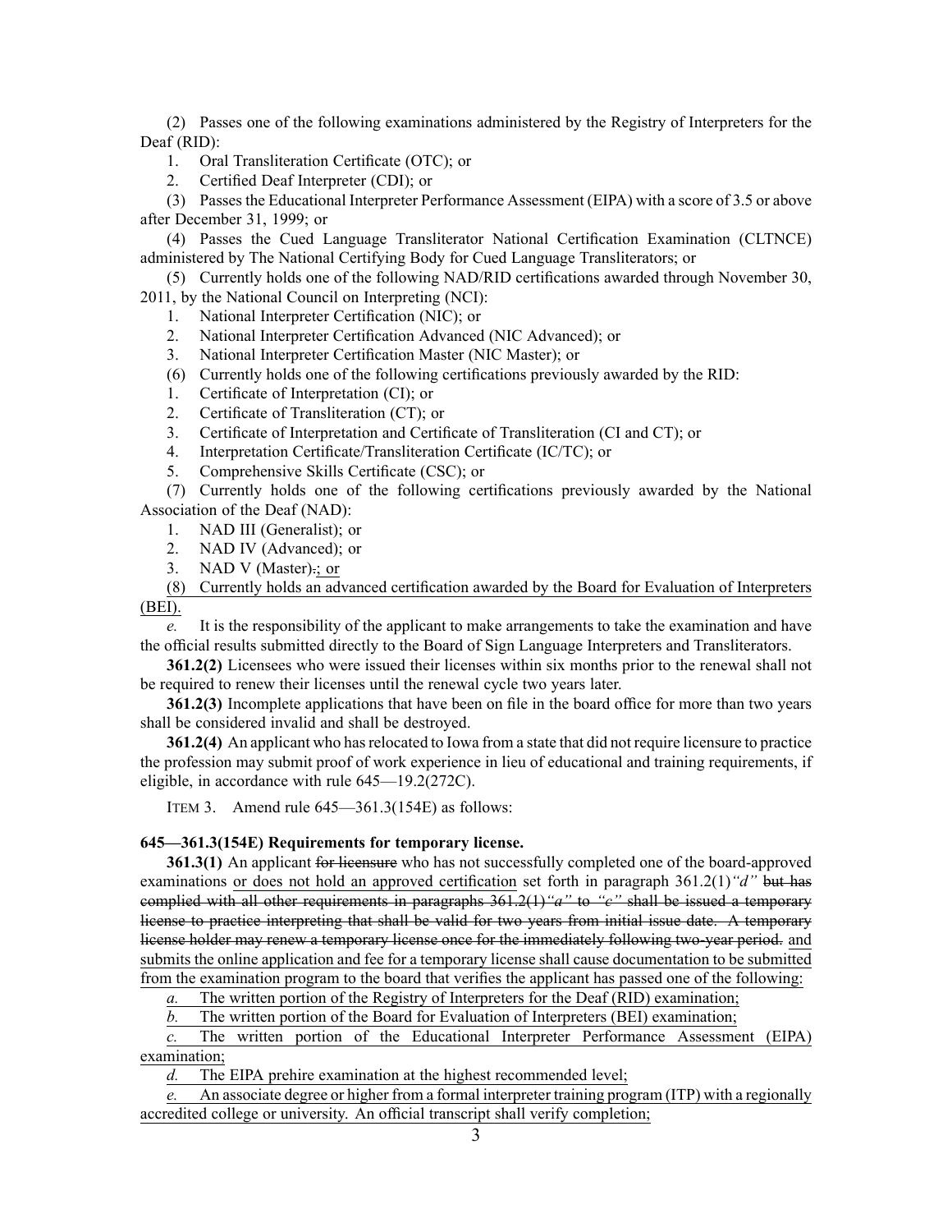(2) Passes one of the following examinations administered by the Registry of Interpreters for the Deaf (RID):

1. Oral Transliteration Certificate (OTC); or
2. Certified Deaf Interpreter (CDI); or

(3) Passes the Educational Interpreter Performance Assessment (EIPA) with a score of 3.5 or above after December 31, 1999; or

(4) Passes the Cued Language Transliterator National Certification Examination (CLTNCE) administered by The National Certifying Body for Cued Language Transliterators; or

(5) Currently holds one of the following NAD/RID certifications awarded through November 30, 2011, by the National Council on Interpreting (NCI):

1. National Interpreter Certification (NIC); or
2. National Interpreter Certification Advanced (NIC Advanced); or
3. National Interpreter Certification Master (NIC Master); or

(6) Currently holds one of the following certifications previously awarded by the RID:

1. Certificate of Interpretation (CI); or
2. Certificate of Transliteration (CT); or
3. Certificate of Interpretation and Certificate of Transliteration (CI and CT); or
4. Interpretation Certificate/Transliteration Certificate (IC/TC); or
5. Comprehensive Skills Certificate (CSC); or

(7) Currently holds one of the following certifications previously awarded by the National Association of the Deaf (NAD):

1. NAD III (Generalist); or
2. NAD IV (Advanced); or
3. NAD V (Master)~~.~~; or

(8) Currently holds an advanced certification awarded by the Board for Evaluation of Interpreters (BEI).

*e.* It is the responsibility of the applicant to make arrangements to take the examination and have the official results submitted directly to the Board of Sign Language Interpreters and Transliterators.

**361.2(2)** Licensees who were issued their licenses within six months prior to the renewal shall not be required to renew their licenses until the renewal cycle two years later.

**361.2(3)** Incomplete applications that have been on file in the board office for more than two years shall be considered invalid and shall be destroyed.

**361.2(4)** An applicant who has relocated to Iowa from a state that did not require licensure to practice the profession may submit proof of work experience in lieu of educational and training requirements, if eligible, in accordance with rule 645—19.2(272C).

ITEM 3. Amend rule 645—361.3(154E) as follows:

**645—361.3(154E) Requirements for temporary license.**

**361.3(1)** An applicant ~~for licensure~~ who has not successfully completed one of the board-approved examinations or does not hold an approved certification set forth in paragraph 361.2(1)*"d"* ~~but has complied with all other requirements in paragraphs 361.2(1)"a" to "c" shall be issued a temporary license to practice interpreting that shall be valid for two years from initial issue date. A temporary license holder may renew a temporary license once for the immediately following two-year period.~~ and submits the online application and fee for a temporary license shall cause documentation to be submitted from the examination program to the board that verifies the applicant has passed one of the following:

*a.* The written portion of the Registry of Interpreters for the Deaf (RID) examination;

*b.* The written portion of the Board for Evaluation of Interpreters (BEI) examination;

*c.* The written portion of the Educational Interpreter Performance Assessment (EIPA) examination;

*d.* The EIPA prehire examination at the highest recommended level;

*e.* An associate degree or higher from a formal interpreter training program (ITP) with a regionally accredited college or university. An official transcript shall verify completion;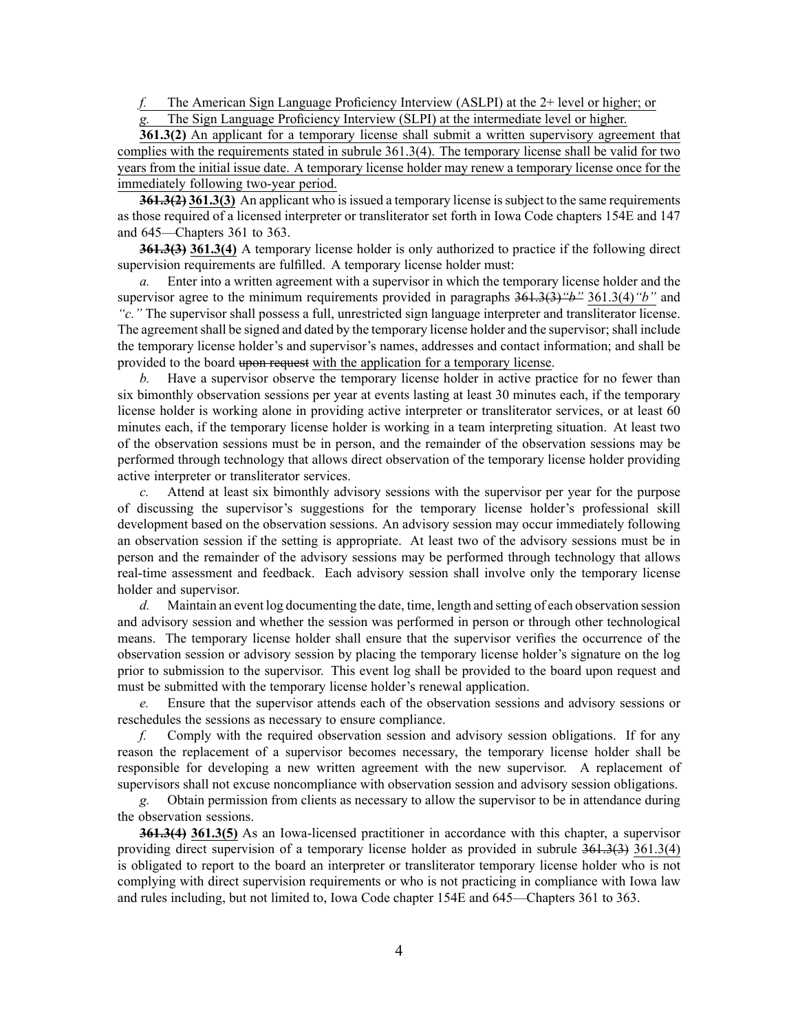*f.* The American Sign Language Proficiency Interview (ASLPI) at the 2+ level or higher; or

*g.* The Sign Language Proficiency Interview (SLPI) at the intermediate level or higher.

**361.3(2)** An applicant for a temporary license shall submit a written supervisory agreement that complies with the requirements stated in subrule 361.3(4). The temporary license shall be valid for two years from the initial issue date. A temporary license holder may renew a temporary license once for the immediately following two-year period.

~~**361.3(2)**~~ **361.3(3)** An applicant who is issued a temporary license is subject to the same requirements as those required of a licensed interpreter or transliterator set forth in Iowa Code chapters 154E and 147 and 645—Chapters 361 to 363.

~~**361.3(3)**~~ **361.3(4)** A temporary license holder is only authorized to practice if the following direct supervision requirements are fulfilled. A temporary license holder must:

*a.* Enter into a written agreement with a supervisor in which the temporary license holder and the supervisor agree to the minimum requirements provided in paragraphs ~~361.3(3)*"b"*~~ 361.3(4)*"b"* and *"c."* The supervisor shall possess a full, unrestricted sign language interpreter and transliterator license. The agreement shall be signed and dated by the temporary license holder and the supervisor; shall include the temporary license holder's and supervisor's names, addresses and contact information; and shall be provided to the board ~~upon request~~ with the application for a temporary license.

*b.* Have a supervisor observe the temporary license holder in active practice for no fewer than six bimonthly observation sessions per year at events lasting at least 30 minutes each, if the temporary license holder is working alone in providing active interpreter or transliterator services, or at least 60 minutes each, if the temporary license holder is working in a team interpreting situation. At least two of the observation sessions must be in person, and the remainder of the observation sessions may be performed through technology that allows direct observation of the temporary license holder providing active interpreter or transliterator services.

*c.* Attend at least six bimonthly advisory sessions with the supervisor per year for the purpose of discussing the supervisor's suggestions for the temporary license holder's professional skill development based on the observation sessions. An advisory session may occur immediately following an observation session if the setting is appropriate. At least two of the advisory sessions must be in person and the remainder of the advisory sessions may be performed through technology that allows real-time assessment and feedback. Each advisory session shall involve only the temporary license holder and supervisor.

*d.* Maintain an event log documenting the date, time, length and setting of each observation session and advisory session and whether the session was performed in person or through other technological means. The temporary license holder shall ensure that the supervisor verifies the occurrence of the observation session or advisory session by placing the temporary license holder's signature on the log prior to submission to the supervisor. This event log shall be provided to the board upon request and must be submitted with the temporary license holder's renewal application.

*e.* Ensure that the supervisor attends each of the observation sessions and advisory sessions or reschedules the sessions as necessary to ensure compliance.

*f.* Comply with the required observation session and advisory session obligations. If for any reason the replacement of a supervisor becomes necessary, the temporary license holder shall be responsible for developing a new written agreement with the new supervisor. A replacement of supervisors shall not excuse noncompliance with observation session and advisory session obligations.

*g.* Obtain permission from clients as necessary to allow the supervisor to be in attendance during the observation sessions.

~~**361.3(4)**~~ **361.3(5)** As an Iowa-licensed practitioner in accordance with this chapter, a supervisor providing direct supervision of a temporary license holder as provided in subrule ~~361.3(3)~~ 361.3(4) is obligated to report to the board an interpreter or transliterator temporary license holder who is not complying with direct supervision requirements or who is not practicing in compliance with Iowa law and rules including, but not limited to, Iowa Code chapter 154E and 645—Chapters 361 to 363.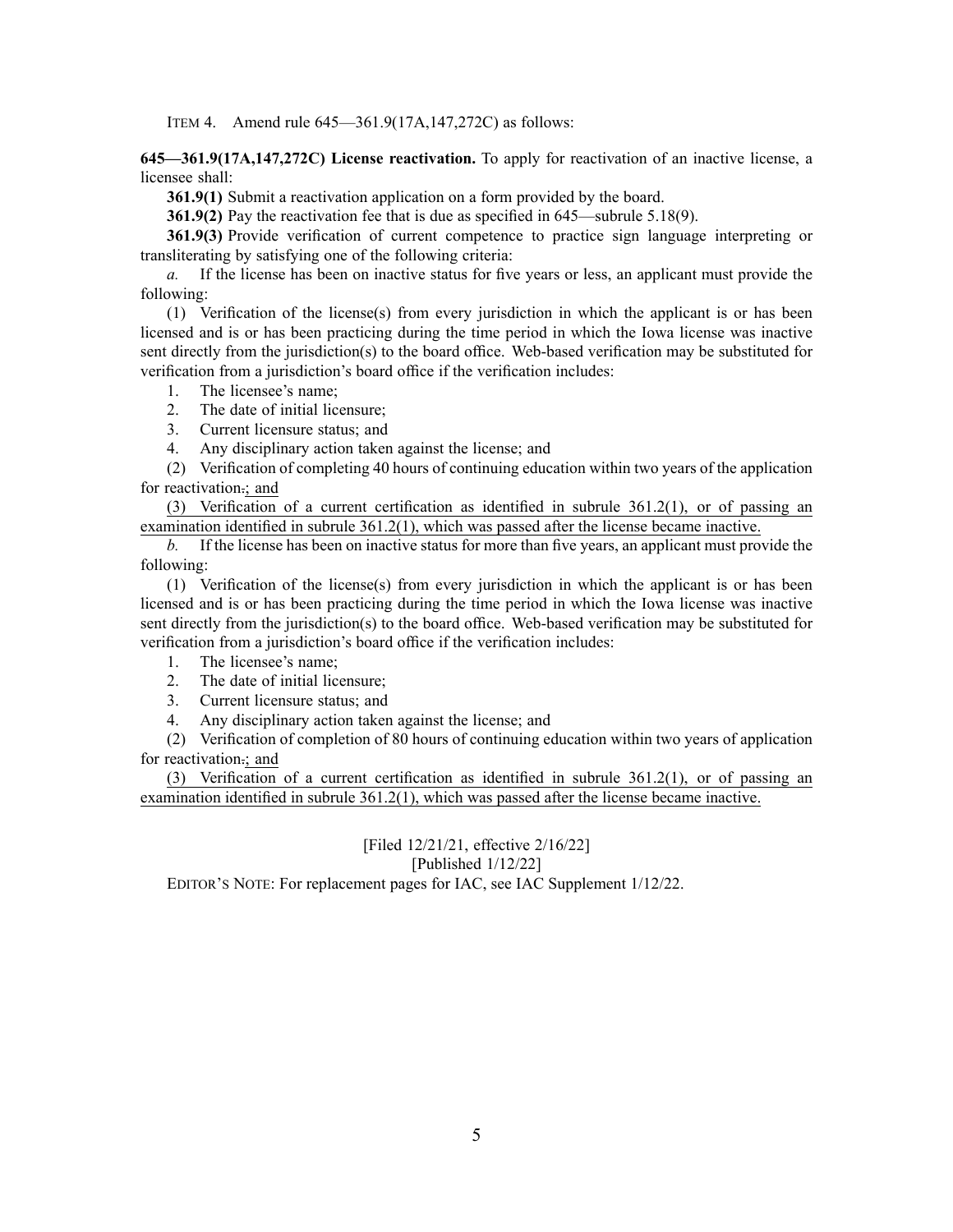ITEM 4. Amend rule 645—361.9(17A,147,272C) as follows:

**645—361.9(17A,147,272C) License reactivation.** To apply for reactivation of an inactive license, a licensee shall:

**361.9(1)** Submit a reactivation application on a form provided by the board.

**361.9(2)** Pay the reactivation fee that is due as specified in 645—subrule 5.18(9).

**361.9(3)** Provide verification of current competence to practice sign language interpreting or transliterating by satisfying one of the following criteria:

*a.* If the license has been on inactive status for five years or less, an applicant must provide the following:

(1) Verification of the license(s) from every jurisdiction in which the applicant is or has been licensed and is or has been practicing during the time period in which the Iowa license was inactive sent directly from the jurisdiction(s) to the board office. Web-based verification may be substituted for verification from a jurisdiction's board office if the verification includes:

1. The licensee's name;
2. The date of initial licensure;
3. Current licensure status; and
4. Any disciplinary action taken against the license; and

(2) Verification of completing 40 hours of continuing education within two years of the application for reactivation.; and

(3) Verification of a current certification as identified in subrule 361.2(1), or of passing an examination identified in subrule 361.2(1), which was passed after the license became inactive.

*b.* If the license has been on inactive status for more than five years, an applicant must provide the following:

(1) Verification of the license(s) from every jurisdiction in which the applicant is or has been licensed and is or has been practicing during the time period in which the Iowa license was inactive sent directly from the jurisdiction(s) to the board office. Web-based verification may be substituted for verification from a jurisdiction's board office if the verification includes:

1. The licensee's name;
2. The date of initial licensure;
3. Current licensure status; and
4. Any disciplinary action taken against the license; and

(2) Verification of completion of 80 hours of continuing education within two years of application for reactivation.; and

(3) Verification of a current certification as identified in subrule 361.2(1), or of passing an examination identified in subrule 361.2(1), which was passed after the license became inactive.

[Filed 12/21/21, effective 2/16/22]
[Published 1/12/22]

EDITOR'S NOTE: For replacement pages for IAC, see IAC Supplement 1/12/22.